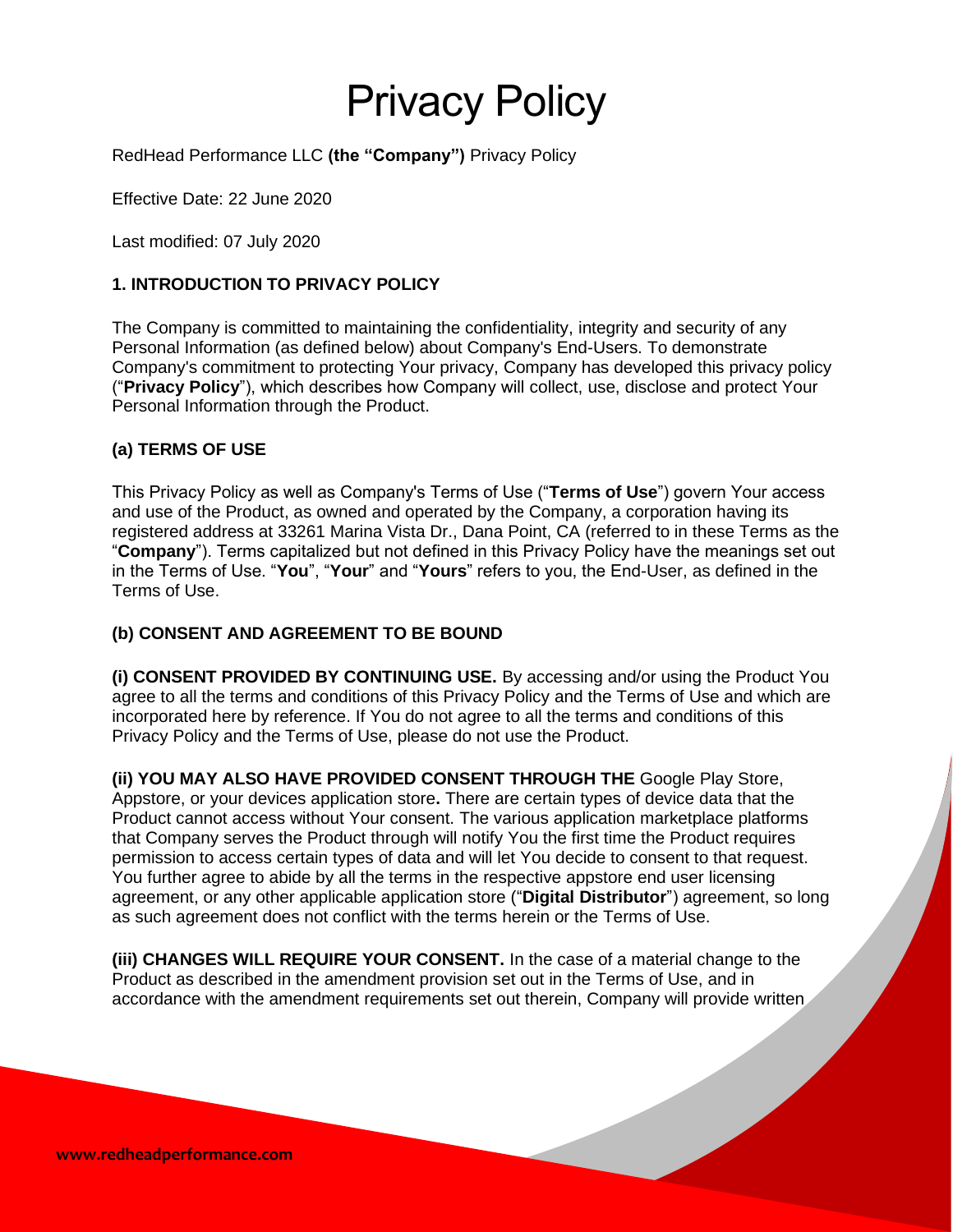# Privacy Policy

RedHead Performance LLC **(the "Company")** Privacy Policy

Effective Date: 22 June 2020

Last modified: 07 July 2020

### 1. INTRODUCTION TO PRIVACY POLICY

The Company is committed to maintaining the confidentiality, integrity and security of any Personal Information (as defined below) about Company's End-Users. To demonstrate Company's commitment to protecting Your privacy, Company has developed this privacy policy ("**Privacy Policy**"), which describes how Company will collect, use, disclose and protect Your Personal Information through the Product.

#### (a) TERMS OF USE

This Privacy Policy as well as Company's Terms of Use ("**Terms of Use**") govern Your access and use of the Product, as owned and operated by the Company, a corporation having its registered address at 33261 Marina Vista Dr., Dana Point, CA (referred to in these Terms as the "**Company**"). Terms capitalized but not defined in this Privacy Policy have the meanings set out in the Terms of Use. "**You**", "**Your**" and "**Yours**" refers to you, the End-User, as defined in the Terms of Use.

#### (b) CONSENT AND AGREEMENT TO BE BOUND

**(i) CONSENT PROVIDED BY CONTINUING USE.** By accessing and/or using the Product You agree to all the terms and conditions of this Privacy Policy and the Terms of Use and which are incorporated here by reference. If You do not agree to all the terms and conditions of this Privacy Policy and the Terms of Use, please do not use the Product.

**(ii) YOU MAY ALSO HAVE PROVIDED CONSENT THROUGH THE** Google Play Store, Appstore, or your devices application store**.** There are certain types of device data that the Product cannot access without Your consent. The various application marketplace platforms that Company serves the Product through will notify You the first time the Product requires permission to access certain types of data and will let You decide to consent to that request. You further agree to abide by all the terms in the respective appstore end user licensing agreement, or any other applicable application store ("**Digital Distributor**") agreement, so long as such agreement does not conflict with the terms herein or the Terms of Use.

**(iii) CHANGES WILL REQUIRE YOUR CONSENT.** In the case of a material change to the Product as described in the amendment provision set out in the Terms of Use, and in accordance with the amendment requirements set out therein, Company will provide written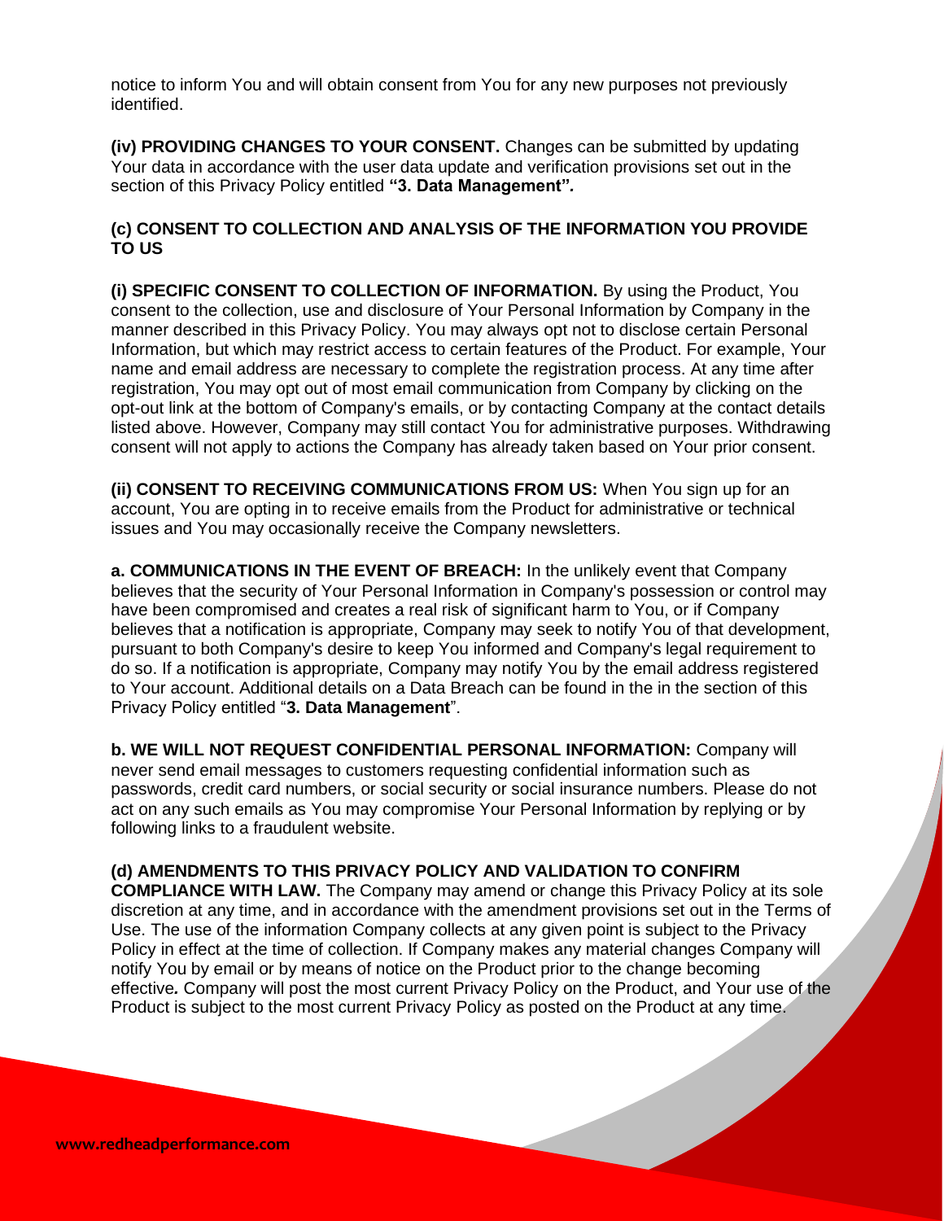notice to inform You and will obtain consent from You for any new purposes not previously identified.

**(iv) PROVIDING CHANGES TO YOUR CONSENT.** Changes can be submitted by updating Your data in accordance with the user data update and verification provisions set out in the section of this Privacy Policy entitled **"3. Data Management"**.

**(c) CONSENT TO COLLECTION AND ANALYSIS OF THE INFORMATION YOU PROVIDE TO US**

**(i) SPECIFIC CONSENT TO COLLECTION OF INFORMATION.** By using the Product, You consent to the collection, use and disclosure of Your Personal Information by Company in the manner described in this Privacy Policy. You may always opt not to disclose certain Personal Information, but which may restrict access to certain features of the Product. For example, Your name and email address are necessary to complete the registration process. At any time after registration, You may opt out of most email communication from Company by clicking on the opt-out link at the bottom of Company's emails, or by contacting Company at the contact details listed above. However, Company may still contact You for administrative purposes. Withdrawing consent will not apply to actions the Company has already taken based on Your prior consent.

**(ii) CONSENT TO RECEIVING COMMUNICATIONS FROM US:** When You sign up for an account, You are opting in to receive emails from the Product for administrative or technical issues and You may occasionally receive the Company newsletters.

**a. COMMUNICATIONS IN THE EVENT OF BREACH:** In the unlikely event that Company believes that the security of Your Personal Information in Company's possession or control may have been compromised and creates a real risk of significant harm to You, or if Company believes that a notification is appropriate, Company may seek to notify You of that development, pursuant to both Company's desire to keep You informed and Company's legal requirement to do so. If a notification is appropriate, Company may notify You by the email address registered to Your account. Additional details on a Data Breach can be found in the in the section of this Privacy Policy entitled "**3. Data Management**".

**b. WE WILL NOT REQUEST CONFIDENTIAL PERSONAL INFORMATION:** Company will never send email messages to customers requesting confidential information such as passwords, credit card numbers, or social security or social insurance numbers. Please do not act on any such emails as You may compromise Your Personal Information by replying or by following links to a fraudulent website.

**(d) AMENDMENTS TO THIS PRIVACY POLICY AND VALIDATION TO CONFIRM COMPLIANCE WITH LAW.** The Company may amend or change this Privacy Policy at its sole discretion at any time, and in accordance with the amendment provisions set out in the Terms of Use. The use of the information Company collects at any given point is subject to the Privacy Policy in effect at the time of collection. If Company makes any material changes Company will notify You by email or by means of notice on the Product prior to the change becoming effective. Company will post the most current Privacy Policy on the Product, and Your use of the Product is subject to the most current Privacy Policy as posted on the Product at any time.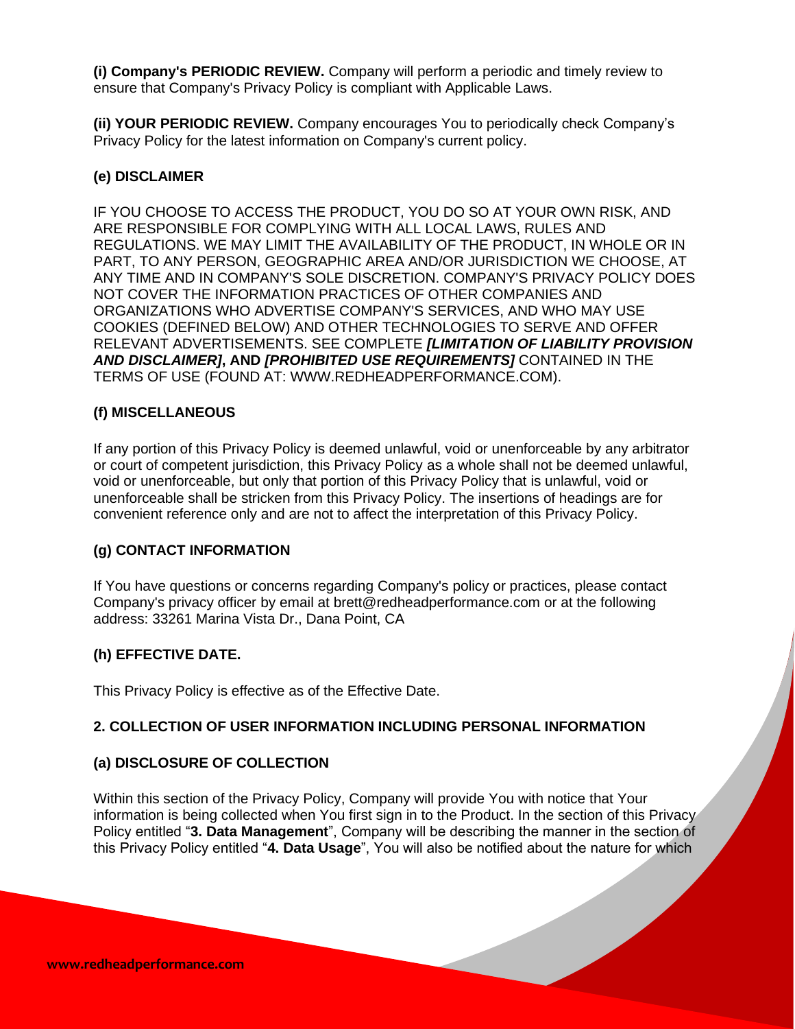**(i) Company's PERIODIC REVIEW.** Company will perform a periodic and timely review to ensure that Company's Privacy Policy is compliant with Applicable Laws.

**(ii) YOUR PERIODIC REVIEW.** Company encourages You to periodically check Company's Privacy Policy for the latest information on Company's current policy.

**(e) DISCLAIMER**

IF YOU CHOOSE TO ACCESS THE PRODUCT, YOU DO SO AT YOUR OWN RISK, AND ARE RESPONSIBLE FOR COMPLYING WITH ALL LOCAL LAWS, RULES AND REGULATIONS. WE MAY LIMIT THE AVAILABILITY OF THE PRODUCT, IN WHOLE OR IN PART, TO ANY PERSON, GEOGRAPHIC AREA AND/OR JURISDICTION WE CHOOSE, AT ANY TIME AND IN COMPANY'S SOLE DISCRETION. COMPANY'S PRIVACY POLICY DOES NOT COVER THE INFORMATION PRACTICES OF OTHER COMPANIES AND ORGANIZATIONS WHO ADVERTISE COMPANY'S SERVICES, AND WHO MAY USE COOKIES (DEFINED BELOW) AND OTHER TECHNOLOGIES TO SERVE AND OFFER RELEVANT ADVERTISEMENTS. SEE COMPLETE ***[LIMITATION OF LIABILITY PROVISION AND DISCLAIMER]*, AND *[PROHIBITED USE REQUIREMENTS]*** CONTAINED IN THE TERMS OF USE (FOUND AT: WWW.REDHEADPERFORMANCE.COM).

**(f) MISCELLANEOUS**

If any portion of this Privacy Policy is deemed unlawful, void or unenforceable by any arbitrator or court of competent jurisdiction, this Privacy Policy as a whole shall not be deemed unlawful, void or unenforceable, but only that portion of this Privacy Policy that is unlawful, void or unenforceable shall be stricken from this Privacy Policy. The insertions of headings are for convenient reference only and are not to affect the interpretation of this Privacy Policy.

**(g) CONTACT INFORMATION**

If You have questions or concerns regarding Company's policy or practices, please contact Company's privacy officer by email at brett@redheadperformance.com or at the following address: 33261 Marina Vista Dr., Dana Point, CA

**(h) EFFECTIVE DATE.**

This Privacy Policy is effective as of the Effective Date.

**2. COLLECTION OF USER INFORMATION INCLUDING PERSONAL INFORMATION**

**(a) DISCLOSURE OF COLLECTION**

Within this section of the Privacy Policy, Company will provide You with notice that Your information is being collected when You first sign in to the Product. In the section of this Privacy Policy entitled "**3. Data Management**", Company will be describing the manner in the section of this Privacy Policy entitled "**4. Data Usage**", You will also be notified about the nature for which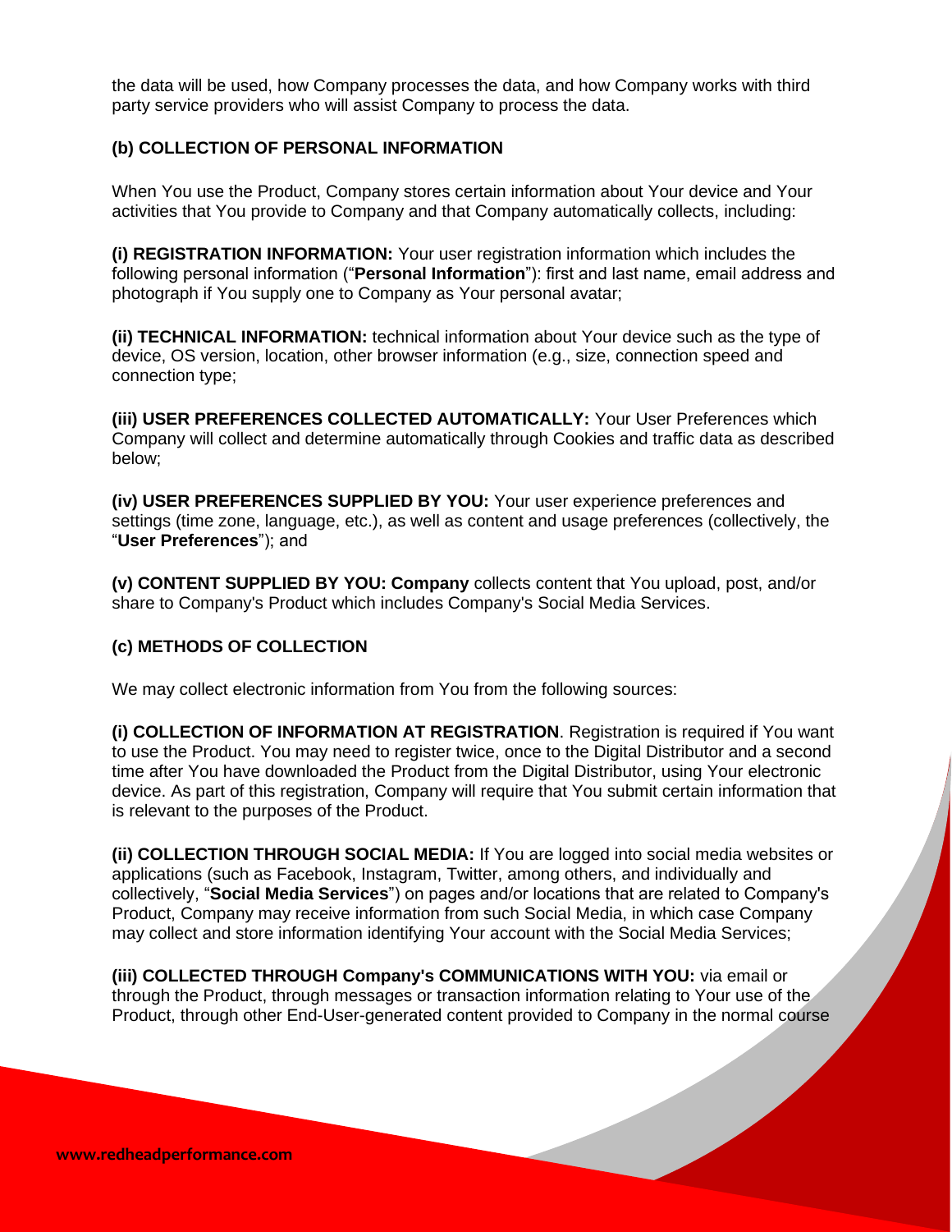the data will be used, how Company processes the data, and how Company works with third party service providers who will assist Company to process the data.

### (b) COLLECTION OF PERSONAL INFORMATION

When You use the Product, Company stores certain information about Your device and Your activities that You provide to Company and that Company automatically collects, including:

**(i) REGISTRATION INFORMATION:** Your user registration information which includes the following personal information ("**Personal Information**"): first and last name, email address and photograph if You supply one to Company as Your personal avatar;

**(ii) TECHNICAL INFORMATION:** technical information about Your device such as the type of device, OS version, location, other browser information (e.g., size, connection speed and connection type;

**(iii) USER PREFERENCES COLLECTED AUTOMATICALLY:** Your User Preferences which Company will collect and determine automatically through Cookies and traffic data as described below;

**(iv) USER PREFERENCES SUPPLIED BY YOU:** Your user experience preferences and settings (time zone, language, etc.), as well as content and usage preferences (collectively, the "**User Preferences**"); and

**(v) CONTENT SUPPLIED BY YOU: Company** collects content that You upload, post, and/or share to Company's Product which includes Company's Social Media Services.

### (c) METHODS OF COLLECTION

We may collect electronic information from You from the following sources:

**(i) COLLECTION OF INFORMATION AT REGISTRATION**. Registration is required if You want to use the Product. You may need to register twice, once to the Digital Distributor and a second time after You have downloaded the Product from the Digital Distributor, using Your electronic device. As part of this registration, Company will require that You submit certain information that is relevant to the purposes of the Product.

**(ii) COLLECTION THROUGH SOCIAL MEDIA:** If You are logged into social media websites or applications (such as Facebook, Instagram, Twitter, among others, and individually and collectively, "**Social Media Services**") on pages and/or locations that are related to Company's Product, Company may receive information from such Social Media, in which case Company may collect and store information identifying Your account with the Social Media Services;

**(iii) COLLECTED THROUGH Company's COMMUNICATIONS WITH YOU:** via email or through the Product, through messages or transaction information relating to Your use of the Product, through other End-User-generated content provided to Company in the normal course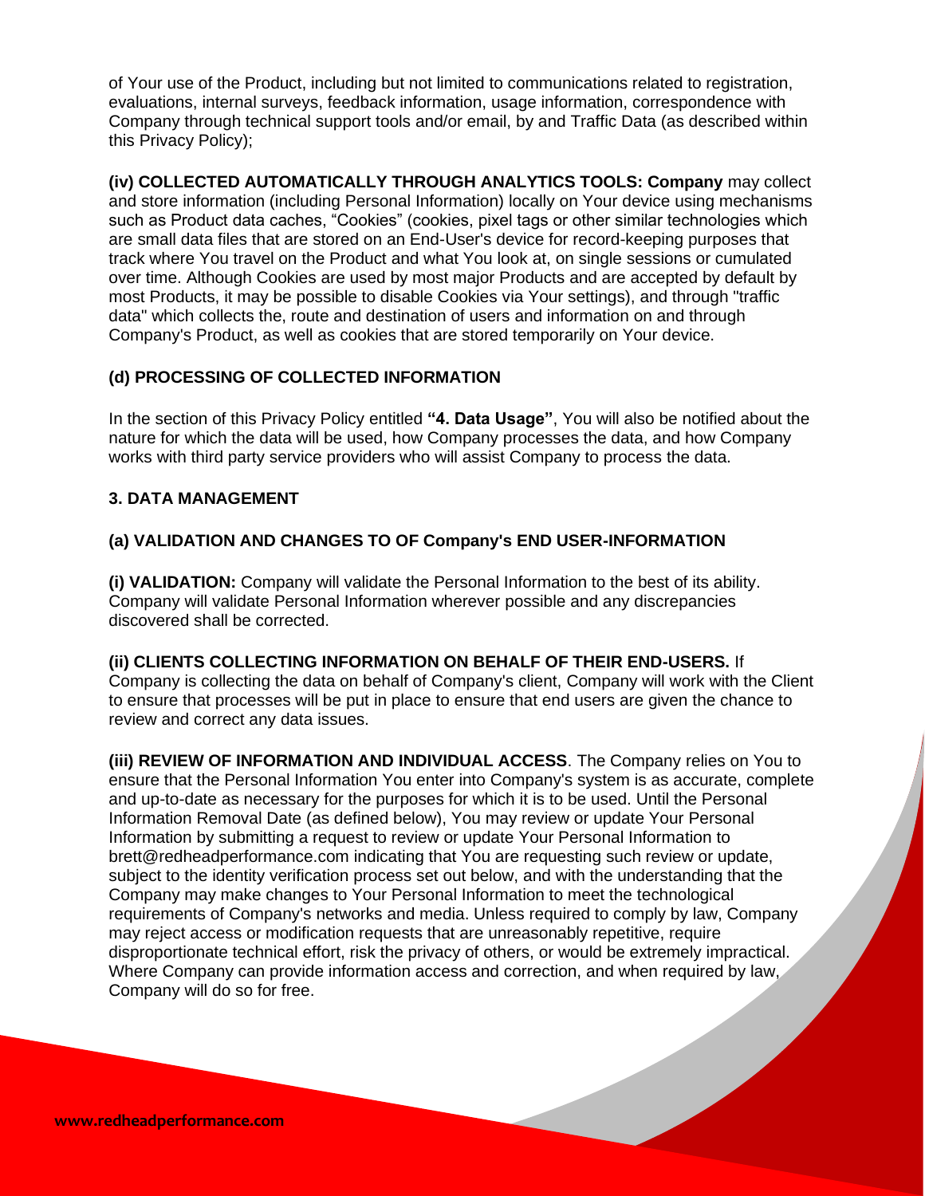of Your use of the Product, including but not limited to communications related to registration, evaluations, internal surveys, feedback information, usage information, correspondence with Company through technical support tools and/or email, by and Traffic Data (as described within this Privacy Policy);

**(iv) COLLECTED AUTOMATICALLY THROUGH ANALYTICS TOOLS: Company** may collect and store information (including Personal Information) locally on Your device using mechanisms such as Product data caches, "Cookies" (cookies, pixel tags or other similar technologies which are small data files that are stored on an End-User's device for record-keeping purposes that track where You travel on the Product and what You look at, on single sessions or cumulated over time. Although Cookies are used by most major Products and are accepted by default by most Products, it may be possible to disable Cookies via Your settings), and through "traffic data" which collects the, route and destination of users and information on and through Company's Product, as well as cookies that are stored temporarily on Your device.

### (d) PROCESSING OF COLLECTED INFORMATION

In the section of this Privacy Policy entitled **"4. Data Usage"**, You will also be notified about the nature for which the data will be used, how Company processes the data, and how Company works with third party service providers who will assist Company to process the data.

## 3. DATA MANAGEMENT

### (a) VALIDATION AND CHANGES TO OF Company's END USER-INFORMATION

**(i) VALIDATION:** Company will validate the Personal Information to the best of its ability. Company will validate Personal Information wherever possible and any discrepancies discovered shall be corrected.

**(ii) CLIENTS COLLECTING INFORMATION ON BEHALF OF THEIR END-USERS.** If Company is collecting the data on behalf of Company's client, Company will work with the Client to ensure that processes will be put in place to ensure that end users are given the chance to review and correct any data issues.

**(iii) REVIEW OF INFORMATION AND INDIVIDUAL ACCESS**. The Company relies on You to ensure that the Personal Information You enter into Company's system is as accurate, complete and up-to-date as necessary for the purposes for which it is to be used. Until the Personal Information Removal Date (as defined below), You may review or update Your Personal Information by submitting a request to review or update Your Personal Information to brett@redheadperformance.com indicating that You are requesting such review or update, subject to the identity verification process set out below, and with the understanding that the Company may make changes to Your Personal Information to meet the technological requirements of Company's networks and media. Unless required to comply by law, Company may reject access or modification requests that are unreasonably repetitive, require disproportionate technical effort, risk the privacy of others, or would be extremely impractical. Where Company can provide information access and correction, and when required by law, Company will do so for free.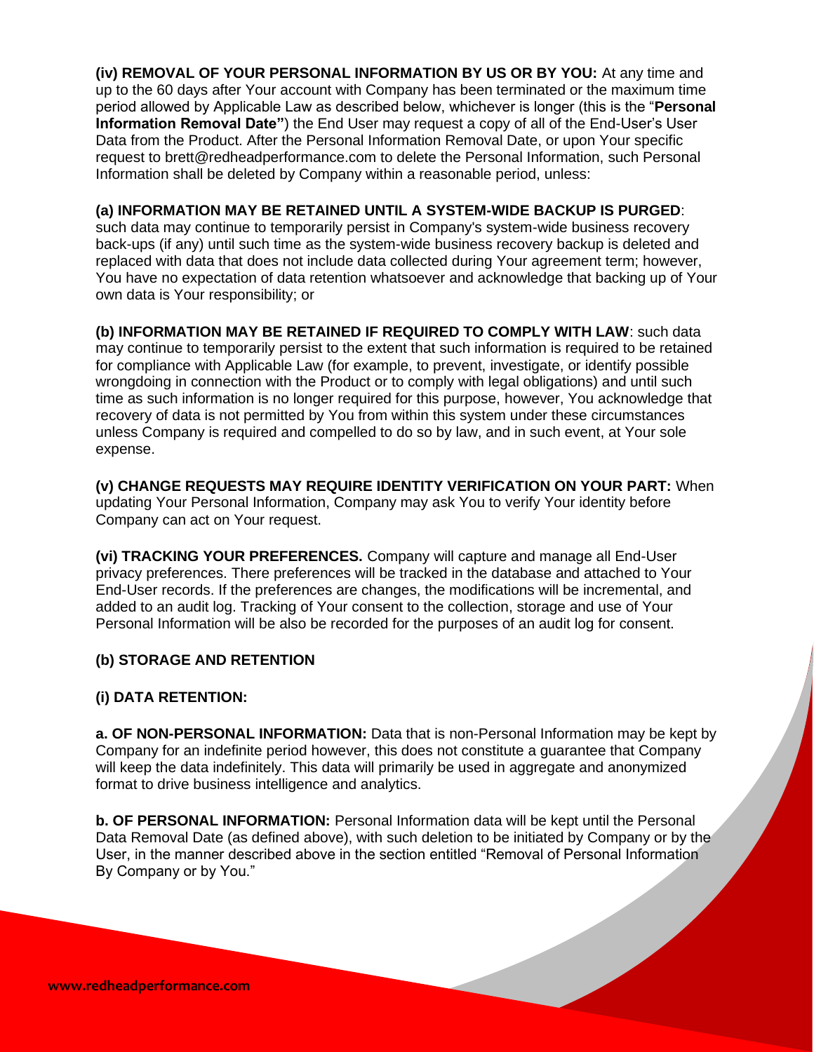**(iv) REMOVAL OF YOUR PERSONAL INFORMATION BY US OR BY YOU:** At any time and up to the 60 days after Your account with Company has been terminated or the maximum time period allowed by Applicable Law as described below, whichever is longer (this is the "**Personal Information Removal Date"**) the End User may request a copy of all of the End-User's User Data from the Product. After the Personal Information Removal Date, or upon Your specific request to brett@redheadperformance.com to delete the Personal Information, such Personal Information shall be deleted by Company within a reasonable period, unless:

**(a) INFORMATION MAY BE RETAINED UNTIL A SYSTEM-WIDE BACKUP IS PURGED**: such data may continue to temporarily persist in Company's system-wide business recovery back-ups (if any) until such time as the system-wide business recovery backup is deleted and replaced with data that does not include data collected during Your agreement term; however, You have no expectation of data retention whatsoever and acknowledge that backing up of Your own data is Your responsibility; or

**(b) INFORMATION MAY BE RETAINED IF REQUIRED TO COMPLY WITH LAW**: such data may continue to temporarily persist to the extent that such information is required to be retained for compliance with Applicable Law (for example, to prevent, investigate, or identify possible wrongdoing in connection with the Product or to comply with legal obligations) and until such time as such information is no longer required for this purpose, however, You acknowledge that recovery of data is not permitted by You from within this system under these circumstances unless Company is required and compelled to do so by law, and in such event, at Your sole expense.

**(v) CHANGE REQUESTS MAY REQUIRE IDENTITY VERIFICATION ON YOUR PART:** When updating Your Personal Information, Company may ask You to verify Your identity before Company can act on Your request.

**(vi) TRACKING YOUR PREFERENCES.** Company will capture and manage all End-User privacy preferences. There preferences will be tracked in the database and attached to Your End-User records. If the preferences are changes, the modifications will be incremental, and added to an audit log. Tracking of Your consent to the collection, storage and use of Your Personal Information will be also be recorded for the purposes of an audit log for consent.

**(b) STORAGE AND RETENTION**

**(i) DATA RETENTION:**

**a. OF NON-PERSONAL INFORMATION:** Data that is non-Personal Information may be kept by Company for an indefinite period however, this does not constitute a guarantee that Company will keep the data indefinitely. This data will primarily be used in aggregate and anonymized format to drive business intelligence and analytics.

**b. OF PERSONAL INFORMATION:** Personal Information data will be kept until the Personal Data Removal Date (as defined above), with such deletion to be initiated by Company or by the User, in the manner described above in the section entitled "Removal of Personal Information By Company or by You."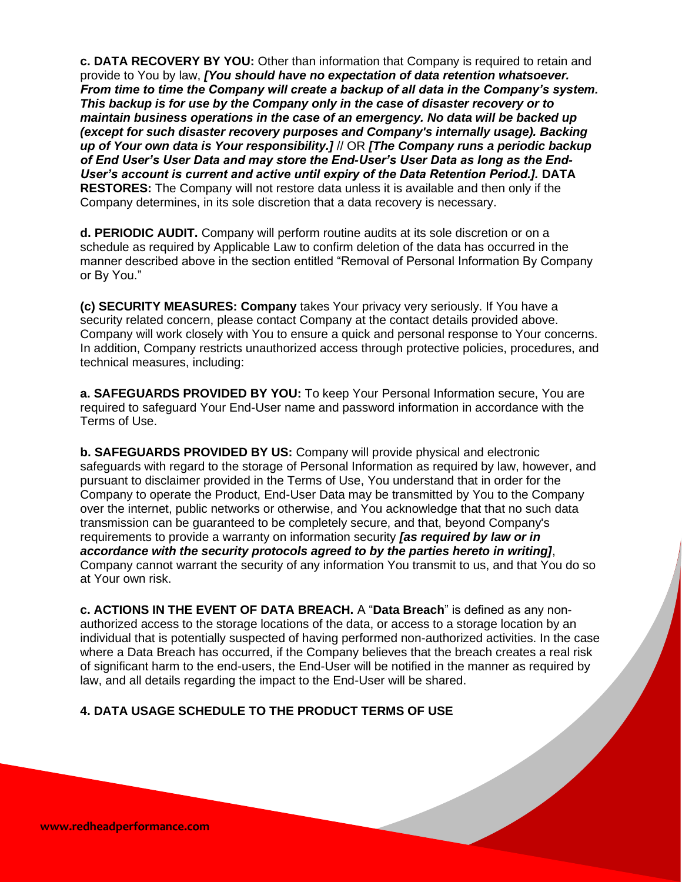**c. DATA RECOVERY BY YOU:** Other than information that Company is required to retain and provide to You by law, ***[You should have no expectation of data retention whatsoever. From time to time the Company will create a backup of all data in the Company's system. This backup is for use by the Company only in the case of disaster recovery or to maintain business operations in the case of an emergency. No data will be backed up (except for such disaster recovery purposes and Company's internally usage). Backing up of Your own data is Your responsibility.]*** // OR ***[The Company runs a periodic backup of End User's User Data and may store the End-User's User Data as long as the End-User's account is current and active until expiry of the Data Retention Period.].*** **DATA RESTORES:** The Company will not restore data unless it is available and then only if the Company determines, in its sole discretion that a data recovery is necessary.

**d. PERIODIC AUDIT.** Company will perform routine audits at its sole discretion or on a schedule as required by Applicable Law to confirm deletion of the data has occurred in the manner described above in the section entitled "Removal of Personal Information By Company or By You."

**(c) SECURITY MEASURES: Company** takes Your privacy very seriously. If You have a security related concern, please contact Company at the contact details provided above. Company will work closely with You to ensure a quick and personal response to Your concerns. In addition, Company restricts unauthorized access through protective policies, procedures, and technical measures, including:

**a. SAFEGUARDS PROVIDED BY YOU:** To keep Your Personal Information secure, You are required to safeguard Your End-User name and password information in accordance with the Terms of Use.

**b. SAFEGUARDS PROVIDED BY US:** Company will provide physical and electronic safeguards with regard to the storage of Personal Information as required by law, however, and pursuant to disclaimer provided in the Terms of Use, You understand that in order for the Company to operate the Product, End-User Data may be transmitted by You to the Company over the internet, public networks or otherwise, and You acknowledge that that no such data transmission can be guaranteed to be completely secure, and that, beyond Company's requirements to provide a warranty on information security ***[as required by law or in accordance with the security protocols agreed to by the parties hereto in writing]***, Company cannot warrant the security of any information You transmit to us, and that You do so at Your own risk.

**c. ACTIONS IN THE EVENT OF DATA BREACH.** A "**Data Breach**" is defined as any non-authorized access to the storage locations of the data, or access to a storage location by an individual that is potentially suspected of having performed non-authorized activities. In the case where a Data Breach has occurred, if the Company believes that the breach creates a real risk of significant harm to the end-users, the End-User will be notified in the manner as required by law, and all details regarding the impact to the End-User will be shared.

**4. DATA USAGE SCHEDULE TO THE PRODUCT TERMS OF USE**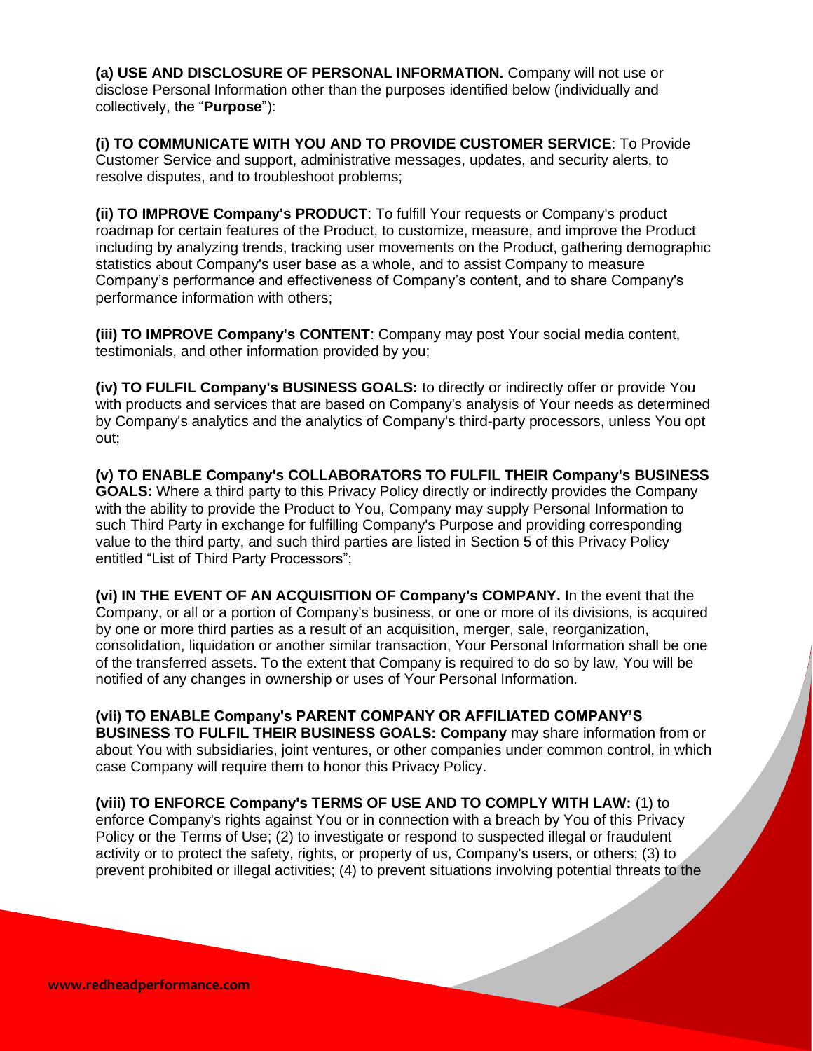**(a) USE AND DISCLOSURE OF PERSONAL INFORMATION.** Company will not use or disclose Personal Information other than the purposes identified below (individually and collectively, the "**Purpose**"):

**(i) TO COMMUNICATE WITH YOU AND TO PROVIDE CUSTOMER SERVICE**: To Provide Customer Service and support, administrative messages, updates, and security alerts, to resolve disputes, and to troubleshoot problems;

**(ii) TO IMPROVE Company's PRODUCT**: To fulfill Your requests or Company's product roadmap for certain features of the Product, to customize, measure, and improve the Product including by analyzing trends, tracking user movements on the Product, gathering demographic statistics about Company's user base as a whole, and to assist Company to measure Company's performance and effectiveness of Company's content, and to share Company's performance information with others;

**(iii) TO IMPROVE Company's CONTENT**: Company may post Your social media content, testimonials, and other information provided by you;

**(iv) TO FULFIL Company's BUSINESS GOALS:** to directly or indirectly offer or provide You with products and services that are based on Company's analysis of Your needs as determined by Company's analytics and the analytics of Company's third-party processors, unless You opt out;

**(v) TO ENABLE Company's COLLABORATORS TO FULFIL THEIR Company's BUSINESS GOALS:** Where a third party to this Privacy Policy directly or indirectly provides the Company with the ability to provide the Product to You, Company may supply Personal Information to such Third Party in exchange for fulfilling Company's Purpose and providing corresponding value to the third party, and such third parties are listed in Section 5 of this Privacy Policy entitled "List of Third Party Processors";

**(vi) IN THE EVENT OF AN ACQUISITION OF Company's COMPANY.** In the event that the Company, or all or a portion of Company's business, or one or more of its divisions, is acquired by one or more third parties as a result of an acquisition, merger, sale, reorganization, consolidation, liquidation or another similar transaction, Your Personal Information shall be one of the transferred assets. To the extent that Company is required to do so by law, You will be notified of any changes in ownership or uses of Your Personal Information.

**(vii) TO ENABLE Company's PARENT COMPANY OR AFFILIATED COMPANY'S BUSINESS TO FULFIL THEIR BUSINESS GOALS: Company** may share information from or about You with subsidiaries, joint ventures, or other companies under common control, in which case Company will require them to honor this Privacy Policy.

**(viii) TO ENFORCE Company's TERMS OF USE AND TO COMPLY WITH LAW:** (1) to enforce Company's rights against You or in connection with a breach by You of this Privacy Policy or the Terms of Use; (2) to investigate or respond to suspected illegal or fraudulent activity or to protect the safety, rights, or property of us, Company's users, or others; (3) to prevent prohibited or illegal activities; (4) to prevent situations involving potential threats to the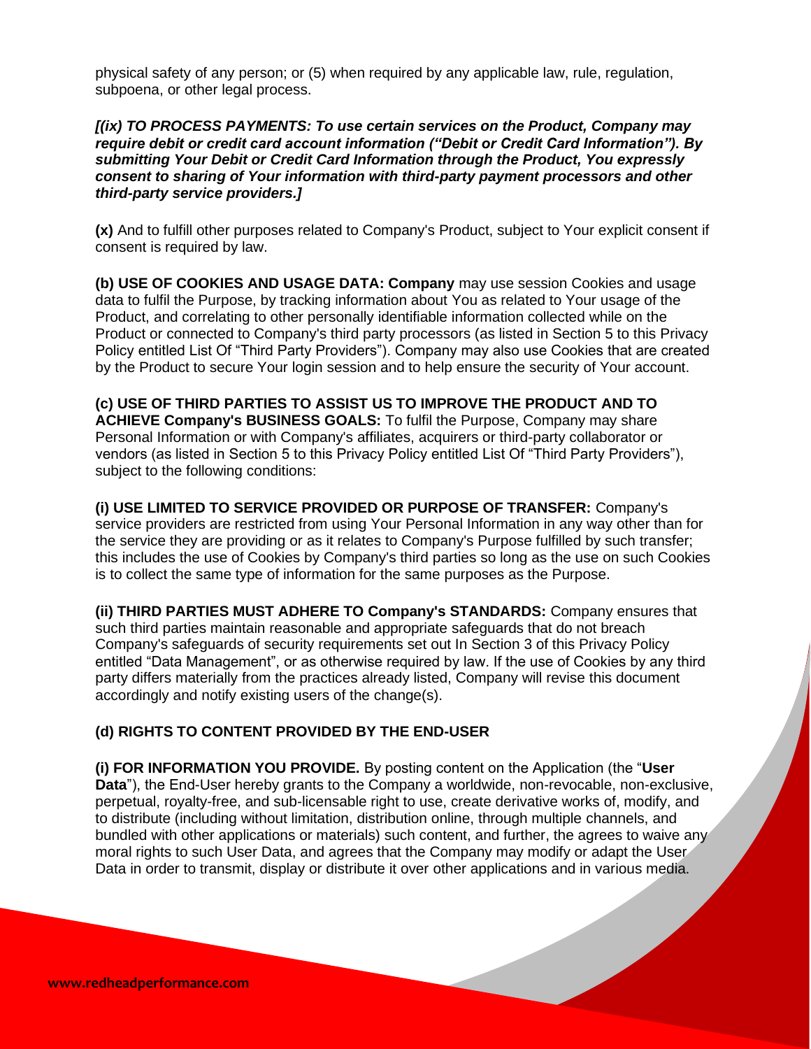physical safety of any person; or (5) when required by any applicable law, rule, regulation, subpoena, or other legal process.

***[(ix) TO PROCESS PAYMENTS: To use certain services on the Product, Company may require debit or credit card account information ("Debit or Credit Card Information"). By submitting Your Debit or Credit Card Information through the Product, You expressly consent to sharing of Your information with third-party payment processors and other third-party service providers.]***

**(x)** And to fulfill other purposes related to Company's Product, subject to Your explicit consent if consent is required by law.

**(b) USE OF COOKIES AND USAGE DATA: Company** may use session Cookies and usage data to fulfil the Purpose, by tracking information about You as related to Your usage of the Product, and correlating to other personally identifiable information collected while on the Product or connected to Company's third party processors (as listed in Section 5 to this Privacy Policy entitled List Of "Third Party Providers"). Company may also use Cookies that are created by the Product to secure Your login session and to help ensure the security of Your account.

**(c) USE OF THIRD PARTIES TO ASSIST US TO IMPROVE THE PRODUCT AND TO ACHIEVE Company's BUSINESS GOALS:** To fulfil the Purpose, Company may share Personal Information or with Company's affiliates, acquirers or third-party collaborator or vendors (as listed in Section 5 to this Privacy Policy entitled List Of "Third Party Providers"), subject to the following conditions:

**(i) USE LIMITED TO SERVICE PROVIDED OR PURPOSE OF TRANSFER:** Company's service providers are restricted from using Your Personal Information in any way other than for the service they are providing or as it relates to Company's Purpose fulfilled by such transfer; this includes the use of Cookies by Company's third parties so long as the use on such Cookies is to collect the same type of information for the same purposes as the Purpose.

**(ii) THIRD PARTIES MUST ADHERE TO Company's STANDARDS:** Company ensures that such third parties maintain reasonable and appropriate safeguards that do not breach Company's safeguards of security requirements set out In Section 3 of this Privacy Policy entitled "Data Management", or as otherwise required by law. If the use of Cookies by any third party differs materially from the practices already listed, Company will revise this document accordingly and notify existing users of the change(s).

**(d) RIGHTS TO CONTENT PROVIDED BY THE END-USER**

**(i) FOR INFORMATION YOU PROVIDE.** By posting content on the Application (the "**User Data**"), the End-User hereby grants to the Company a worldwide, non-revocable, non-exclusive, perpetual, royalty-free, and sub-licensable right to use, create derivative works of, modify, and to distribute (including without limitation, distribution online, through multiple channels, and bundled with other applications or materials) such content, and further, the agrees to waive any moral rights to such User Data, and agrees that the Company may modify or adapt the User Data in order to transmit, display or distribute it over other applications and in various media.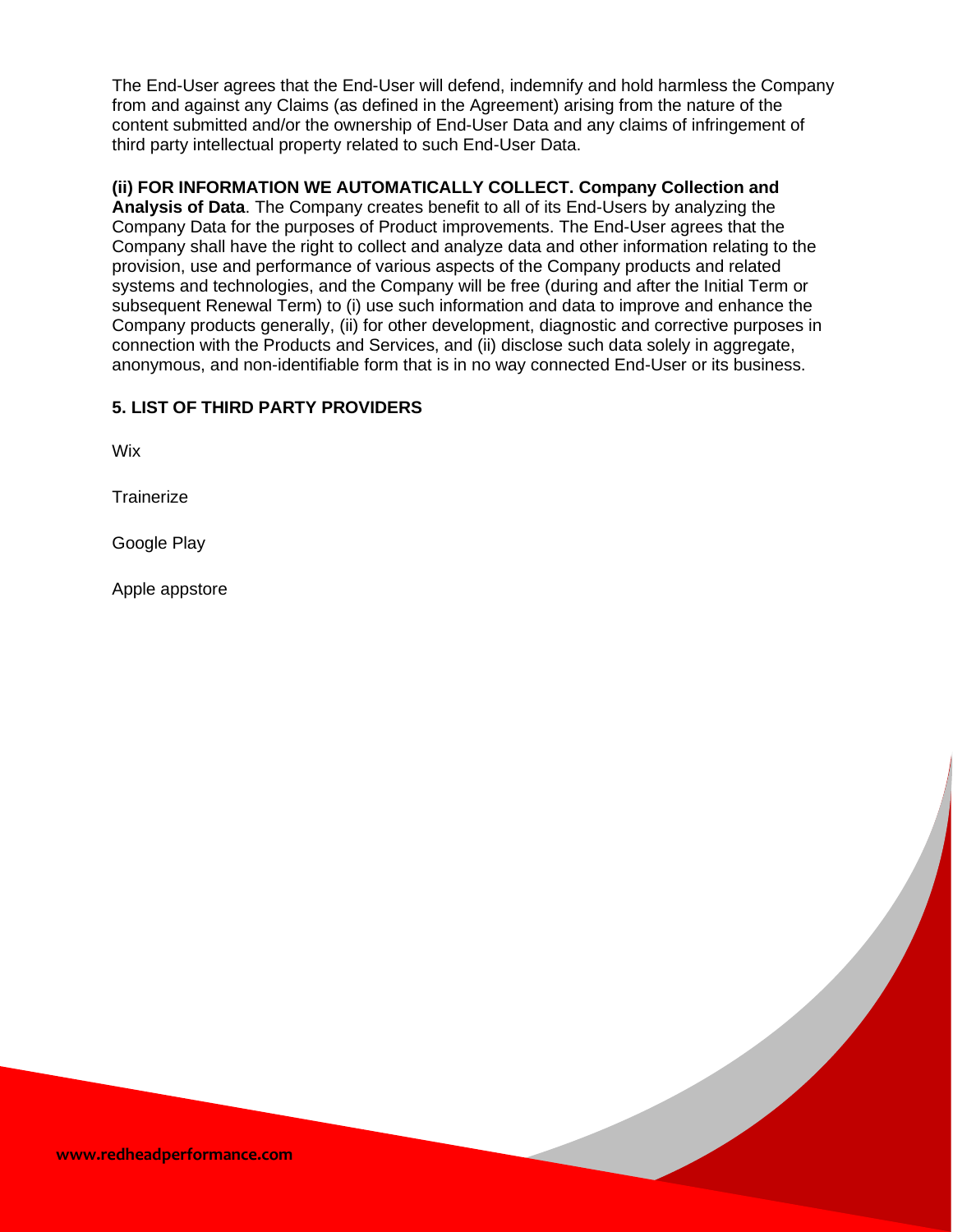The End-User agrees that the End-User will defend, indemnify and hold harmless the Company from and against any Claims (as defined in the Agreement) arising from the nature of the content submitted and/or the ownership of End-User Data and any claims of infringement of third party intellectual property related to such End-User Data.

**(ii) FOR INFORMATION WE AUTOMATICALLY COLLECT. Company Collection and Analysis of Data**. The Company creates benefit to all of its End-Users by analyzing the Company Data for the purposes of Product improvements. The End-User agrees that the Company shall have the right to collect and analyze data and other information relating to the provision, use and performance of various aspects of the Company products and related systems and technologies, and the Company will be free (during and after the Initial Term or subsequent Renewal Term) to (i) use such information and data to improve and enhance the Company products generally, (ii) for other development, diagnostic and corrective purposes in connection with the Products and Services, and (ii) disclose such data solely in aggregate, anonymous, and non-identifiable form that is in no way connected End-User or its business.

### 5. LIST OF THIRD PARTY PROVIDERS

Wix

Trainerize

Google Play

Apple appstore